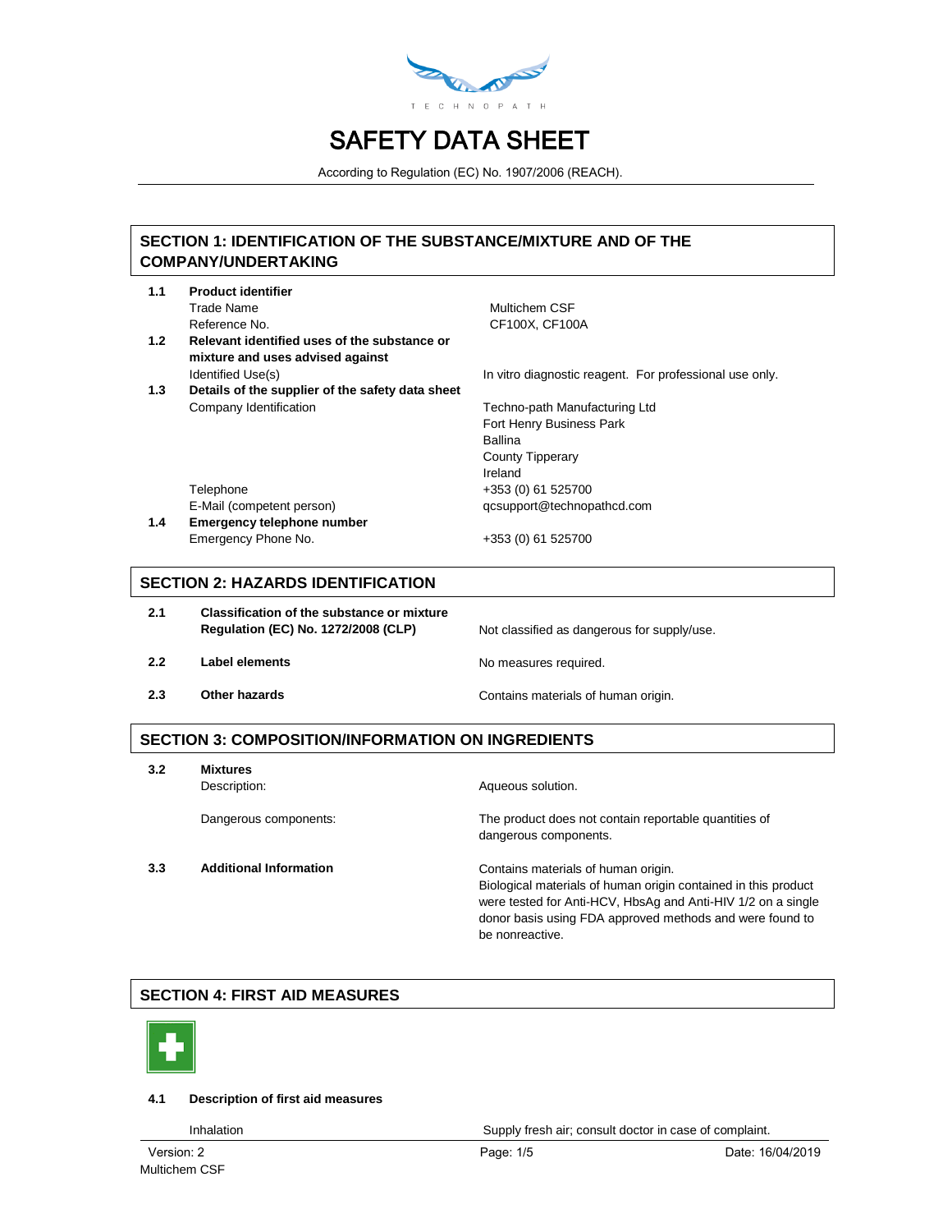TECHNOPATH

# SAFETY DATA SHEET

According to Regulation (EC) No. 1907/2006 (REACH).

## SECTION 1: IDENTIFICATION OF THE SUBSTANCE/MIXTURE AND OF THE COMPANY/UNDERTAKING

**1.1 Product identifier**

| | |
|---|---|
| Trade Name | Multichem CSF |
| Reference No. | CF100X, CF100A |

**1.2 Relevant identified uses of the substance or mixture and uses advised against**

| | |
|---|---|
| Identified Use(s) | In vitro diagnostic reagent. For professional use only. |

**1.3 Details of the supplier of the safety data sheet**

| | |
|---|---|
| Company Identification | Techno-path Manufacturing Ltd<br>Fort Henry Business Park<br>Ballina<br>County Tipperary<br>Ireland |
| Telephone | +353 (0) 61 525700 |
| E-Mail (competent person) | qcsupport@technopathcd.com |

**1.4 Emergency telephone number**

| | |
|---|---|
| Emergency Phone No. | +353 (0) 61 525700 |

## SECTION 2: HAZARDS IDENTIFICATION

| | | |
|---|---|---|
| **2.1** | **Classification of the substance or mixture Regulation (EC) No. 1272/2008 (CLP)** | Not classified as dangerous for supply/use. |
| **2.2** | **Label elements** | No measures required. |
| **2.3** | **Other hazards** | Contains materials of human origin. |

## SECTION 3: COMPOSITION/INFORMATION ON INGREDIENTS

**3.2 Mixtures**

| | |
|---|---|
| Description: | Aqueous solution. |
| Dangerous components: | The product does not contain reportable quantities of dangerous components. |

**3.3 Additional Information**

Contains materials of human origin.
Biological materials of human origin contained in this product were tested for Anti-HCV, HbsAg and Anti-HIV 1/2 on a single donor basis using FDA approved methods and were found to be nonreactive.

## SECTION 4: FIRST AID MEASURES

**4.1 Description of first aid measures**

| | |
|---|---|
| Inhalation | Supply fresh air; consult doctor in case of complaint. |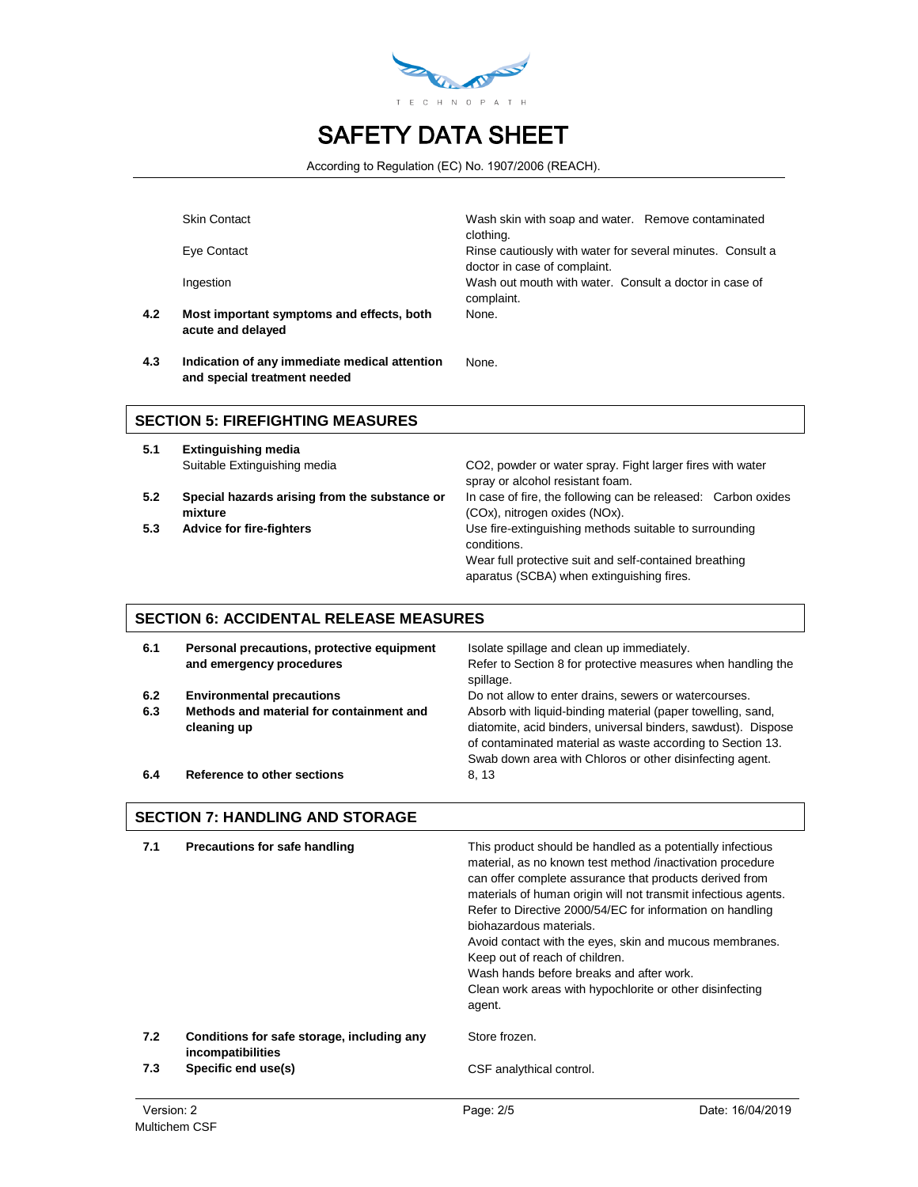| | | |
|---|---|---|
| | Skin Contact | Wash skin with soap and water. Remove contaminated clothing. |
| | Eye Contact | Rinse cautiously with water for several minutes. Consult a doctor in case of complaint. |
| | Ingestion | Wash out mouth with water. Consult a doctor in case of complaint. |
| **4.2** | **Most important symptoms and effects, both acute and delayed** | None. |
| **4.3** | **Indication of any immediate medical attention and special treatment needed** | None. |

## SECTION 5: FIREFIGHTING MEASURES

| | | |
|---|---|---|
| **5.1** | **Extinguishing media** | |
| | Suitable Extinguishing media | $CO_2$, powder or water spray. Fight larger fires with water spray or alcohol resistant foam. |
| **5.2** | **Special hazards arising from the substance or mixture** | In case of fire, the following can be released: Carbon oxides ($CO_x$), nitrogen oxides ($NO_x$). |
| **5.3** | **Advice for fire-fighters** | Use fire-extinguishing methods suitable to surrounding conditions.<br>Wear full protective suit and self-contained breathing aparatus (SCBA) when extinguishing fires. |

## SECTION 6: ACCIDENTAL RELEASE MEASURES

| | | |
|---|---|---|
| **6.1** | **Personal precautions, protective equipment and emergency procedures** | Isolate spillage and clean up immediately.<br>Refer to Section 8 for protective measures when handling the spillage. |
| **6.2** | **Environmental precautions** | Do not allow to enter drains, sewers or watercourses. |
| **6.3** | **Methods and material for containment and cleaning up** | Absorb with liquid-binding material (paper towelling, sand, diatomite, acid binders, universal binders, sawdust). Dispose of contaminated material as waste according to Section 13. Swab down area with Chloros or other disinfecting agent. |
| **6.4** | **Reference to other sections** | 8, 13 |

## SECTION 7: HANDLING AND STORAGE

| | | |
|---|---|---|
| **7.1** | **Precautions for safe handling** | This product should be handled as a potentially infectious material, as no known test method /inactivation procedure can offer complete assurance that products derived from materials of human origin will not transmit infectious agents. Refer to Directive 2000/54/EC for information on handling biohazardous materials.<br>Avoid contact with the eyes, skin and mucous membranes.<br>Keep out of reach of children.<br>Wash hands before breaks and after work.<br>Clean work areas with hypochlorite or other disinfecting agent. |
| **7.2** | **Conditions for safe storage, including any incompatibilities** | Store frozen. |
| **7.3** | **Specific end use(s)** | CSF analytical control. |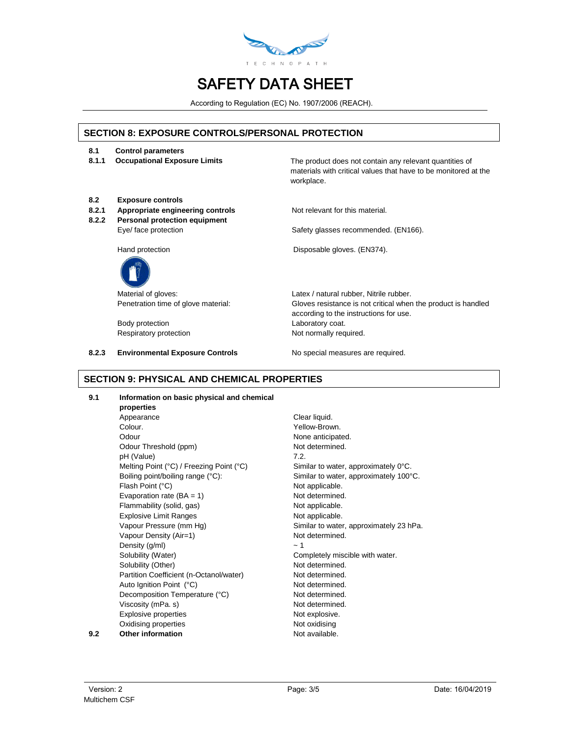# SAFETY DATA SHEET

According to Regulation (EC) No. 1907/2006 (REACH).

## SECTION 8: EXPOSURE CONTROLS/PERSONAL PROTECTION

**8.1 Control parameters**

| | | |
|---|---|---|
| **8.1.1** | **Occupational Exposure Limits** | The product does not contain any relevant quantities of materials with critical values that have to be monitored at the workplace. |

**8.2 Exposure controls**

| | | |
|---|---|---|
| **8.2.1** | **Appropriate engineering controls** | Not relevant for this material. |
| **8.2.2** | **Personal protection equipment** | |
| | Eye/ face protection | Safety glasses recommended. (EN166). |
| | Hand protection | Disposable gloves. (EN374). |
| | Material of gloves: | Latex / natural rubber, Nitrile rubber. |
| | Penetration time of glove material: | Gloves resistance is not critical when the product is handled according to the instructions for use. |
| | Body protection | Laboratory coat. |
| | Respiratory protection | Not normally required. |
| **8.2.3** | **Environmental Exposure Controls** | No special measures are required. |

## SECTION 9: PHYSICAL AND CHEMICAL PROPERTIES

**9.1 Information on basic physical and chemical properties**

| Property | Value |
|---|---|
| Appearance | Clear liquid. |
| Colour. | Yellow-Brown. |
| Odour | None anticipated. |
| Odour Threshold (ppm) | Not determined. |
| pH (Value) | 7.2. |
| Melting Point (°C) / Freezing Point (°C) | Similar to water, approximately 0°C. |
| Boiling point/boiling range (°C): | Similar to water, approximately 100°C. |
| Flash Point (°C) | Not applicable. |
| Evaporation rate (BA = 1) | Not determined. |
| Flammability (solid, gas) | Not applicable. |
| Explosive Limit Ranges | Not applicable. |
| Vapour Pressure (mm Hg) | Similar to water, approximately 23 hPa. |
| Vapour Density (Air=1) | Not determined. |
| Density (g/ml) | ~ 1 |
| Solubility (Water) | Completely miscible with water. |
| Solubility (Other) | Not determined. |
| Partition Coefficient (n-Octanol/water) | Not determined. |
| Auto Ignition Point (°C) | Not determined. |
| Decomposition Temperature (°C) | Not determined. |
| Viscosity (mPa. s) | Not determined. |
| Explosive properties | Not explosive. |
| Oxidising properties | Not oxidising |

**9.2 Other information** — Not available.

Version: 2 | Date: 16/04/2019
Multichem CSF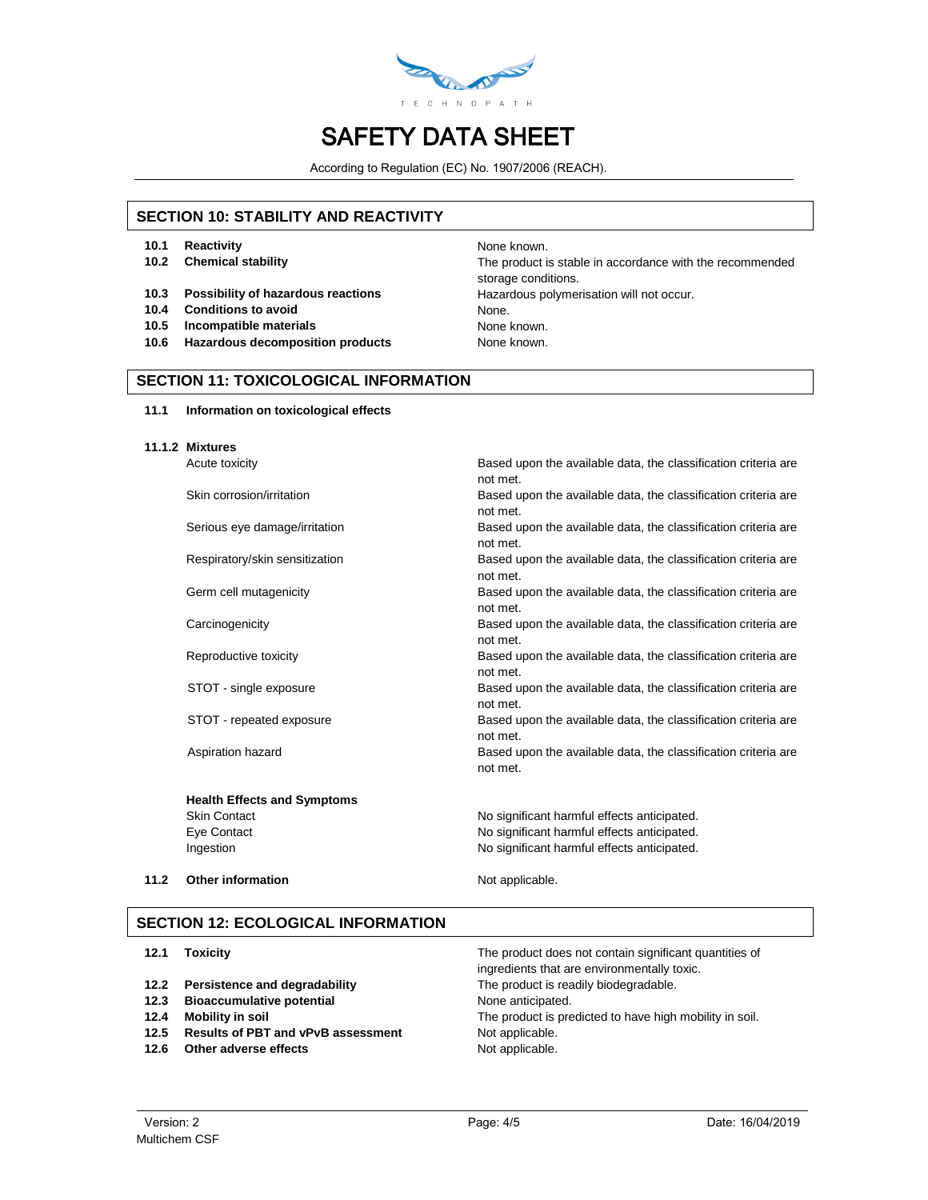## SECTION 10: STABILITY AND REACTIVITY

| | | |
|---|---|---|
| **10.1** | **Reactivity** | None known. |
| **10.2** | **Chemical stability** | The product is stable in accordance with the recommended storage conditions. |
| **10.3** | **Possibility of hazardous reactions** | Hazardous polymerisation will not occur. |
| **10.4** | **Conditions to avoid** | None. |
| **10.5** | **Incompatible materials** | None known. |
| **10.6** | **Hazardous decomposition products** | None known. |

## SECTION 11: TOXICOLOGICAL INFORMATION

**11.1 Information on toxicological effects**

**11.1.2 Mixtures**

| | |
|---|---|
| Acute toxicity | Based upon the available data, the classification criteria are not met. |
| Skin corrosion/irritation | Based upon the available data, the classification criteria are not met. |
| Serious eye damage/irritation | Based upon the available data, the classification criteria are not met. |
| Respiratory/skin sensitization | Based upon the available data, the classification criteria are not met. |
| Germ cell mutagenicity | Based upon the available data, the classification criteria are not met. |
| Carcinogenicity | Based upon the available data, the classification criteria are not met. |
| Reproductive toxicity | Based upon the available data, the classification criteria are not met. |
| STOT - single exposure | Based upon the available data, the classification criteria are not met. |
| STOT - repeated exposure | Based upon the available data, the classification criteria are not met. |
| Aspiration hazard | Based upon the available data, the classification criteria are not met. |

**Health Effects and Symptoms**

| | |
|---|---|
| Skin Contact | No significant harmful effects anticipated. |
| Eye Contact | No significant harmful effects anticipated. |
| Ingestion | No significant harmful effects anticipated. |

**11.2 Other information** — Not applicable.

## SECTION 12: ECOLOGICAL INFORMATION

| | | |
|---|---|---|
| **12.1** | **Toxicity** | The product does not contain significant quantities of ingredients that are environmentally toxic. |
| **12.2** | **Persistence and degradability** | The product is readily biodegradable. |
| **12.3** | **Bioaccumulative potential** | None anticipated. |
| **12.4** | **Mobility in soil** | The product is predicted to have high mobility in soil. |
| **12.5** | **Results of PBT and vPvB assessment** | Not applicable. |
| **12.6** | **Other adverse effects** | Not applicable. |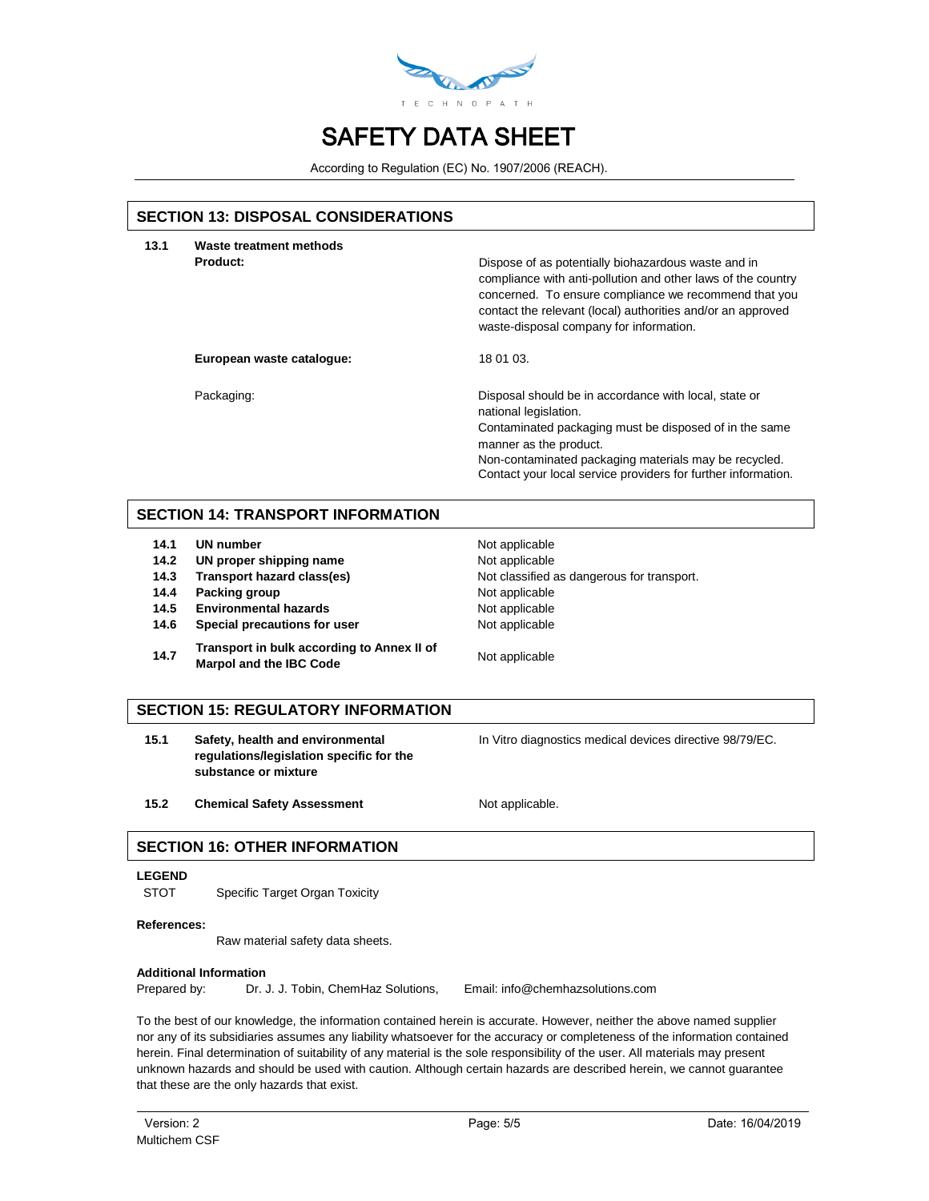# SAFETY DATA SHEET

According to Regulation (EC) No. 1907/2006 (REACH).

## SECTION 13: DISPOSAL CONSIDERATIONS

| | | |
|---|---|---|
| **13.1** | **Waste treatment methods** | |
| | **Product:** | Dispose of as potentially biohazardous waste and in compliance with anti-pollution and other laws of the country concerned. To ensure compliance we recommend that you contact the relevant (local) authorities and/or an approved waste-disposal company for information. |
| | **European waste catalogue:** | 18 01 03. |
| | Packaging: | Disposal should be in accordance with local, state or national legislation.<br>Contaminated packaging must be disposed of in the same manner as the product.<br>Non-contaminated packaging materials may be recycled. Contact your local service providers for further information. |

## SECTION 14: TRANSPORT INFORMATION

| | | |
|---|---|---|
| **14.1** | **UN number** | Not applicable |
| **14.2** | **UN proper shipping name** | Not applicable |
| **14.3** | **Transport hazard class(es)** | Not classified as dangerous for transport. |
| **14.4** | **Packing group** | Not applicable |
| **14.5** | **Environmental hazards** | Not applicable |
| **14.6** | **Special precautions for user** | Not applicable |
| **14.7** | **Transport in bulk according to Annex II of Marpol and the IBC Code** | Not applicable |

## SECTION 15: REGULATORY INFORMATION

| | | |
|---|---|---|
| **15.1** | **Safety, health and environmental regulations/legislation specific for the substance or mixture** | In Vitro diagnostics medical devices directive 98/79/EC. |
| **15.2** | **Chemical Safety Assessment** | Not applicable. |

## SECTION 16: OTHER INFORMATION

**LEGEND**

STOT Specific Target Organ Toxicity

**References:**

Raw material safety data sheets.

**Additional Information**

Prepared by: Dr. J. J. Tobin, ChemHaz Solutions, Email: info@chemhazsolutions.com

To the best of our knowledge, the information contained herein is accurate. However, neither the above named supplier nor any of its subsidiaries assumes any liability whatsoever for the accuracy or completeness of the information contained herein. Final determination of suitability of any material is the sole responsibility of the user. All materials may present unknown hazards and should be used with caution. Although certain hazards are described herein, we cannot guarantee that these are the only hazards that exist.

Version: 2
Multichem CSF
Date: 16/04/2019